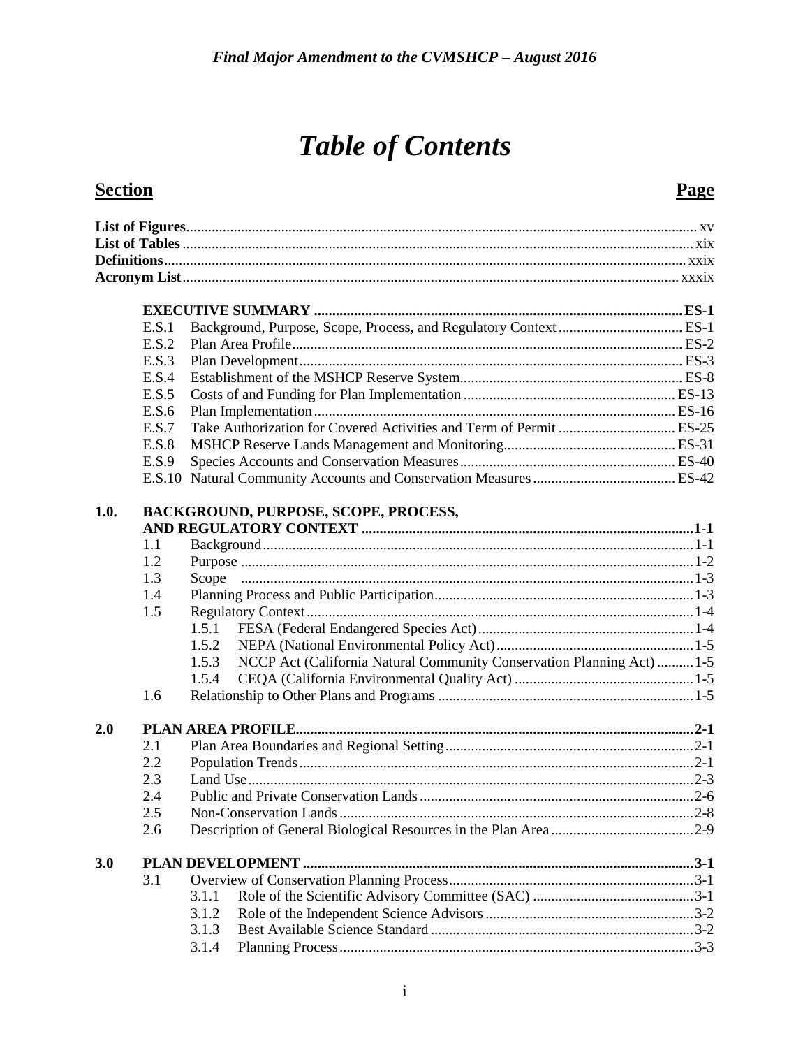# Table of Contents

| Section | | | | Page |
|---|---|---|---|---|
| **List of Figures** | | | | xv |
| **List of Tables** | | | | xix |
| **Definitions** | | | | xxix |
| **Acronym List** | | | | xxxix |
| | **EXECUTIVE SUMMARY** | | | **ES-1** |
| | E.S.1 | Background, Purpose, Scope, Process, and Regulatory Context | | ES-1 |
| | E.S.2 | Plan Area Profile | | ES-2 |
| | E.S.3 | Plan Development | | ES-3 |
| | E.S.4 | Establishment of the MSHCP Reserve System | | ES-8 |
| | E.S.5 | Costs of and Funding for Plan Implementation | | ES-13 |
| | E.S.6 | Plan Implementation | | ES-16 |
| | E.S.7 | Take Authorization for Covered Activities and Term of Permit | | ES-25 |
| | E.S.8 | MSHCP Reserve Lands Management and Monitoring | | ES-31 |
| | E.S.9 | Species Accounts and Conservation Measures | | ES-40 |
| | E.S.10 | Natural Community Accounts and Conservation Measures | | ES-42 |
| **1.0.** | **BACKGROUND, PURPOSE, SCOPE, PROCESS, AND REGULATORY CONTEXT** | | | **1-1** |
| | 1.1 | Background | | 1-1 |
| | 1.2 | Purpose | | 1-2 |
| | 1.3 | Scope | | 1-3 |
| | 1.4 | Planning Process and Public Participation | | 1-3 |
| | 1.5 | Regulatory Context | | 1-4 |
| | | 1.5.1 | FESA (Federal Endangered Species Act) | 1-4 |
| | | 1.5.2 | NEPA (National Environmental Policy Act) | 1-5 |
| | | 1.5.3 | NCCP Act (California Natural Community Conservation Planning Act) | 1-5 |
| | | 1.5.4 | CEQA (California Environmental Quality Act) | 1-5 |
| | 1.6 | Relationship to Other Plans and Programs | | 1-5 |
| **2.0** | **PLAN AREA PROFILE** | | | **2-1** |
| | 2.1 | Plan Area Boundaries and Regional Setting | | 2-1 |
| | 2.2 | Population Trends | | 2-1 |
| | 2.3 | Land Use | | 2-3 |
| | 2.4 | Public and Private Conservation Lands | | 2-6 |
| | 2.5 | Non-Conservation Lands | | 2-8 |
| | 2.6 | Description of General Biological Resources in the Plan Area | | 2-9 |
| **3.0** | **PLAN DEVELOPMENT** | | | **3-1** |
| | 3.1 | Overview of Conservation Planning Process | | 3-1 |
| | | 3.1.1 | Role of the Scientific Advisory Committee (SAC) | 3-1 |
| | | 3.1.2 | Role of the Independent Science Advisors | 3-2 |
| | | 3.1.3 | Best Available Science Standard | 3-2 |
| | | 3.1.4 | Planning Process | 3-3 |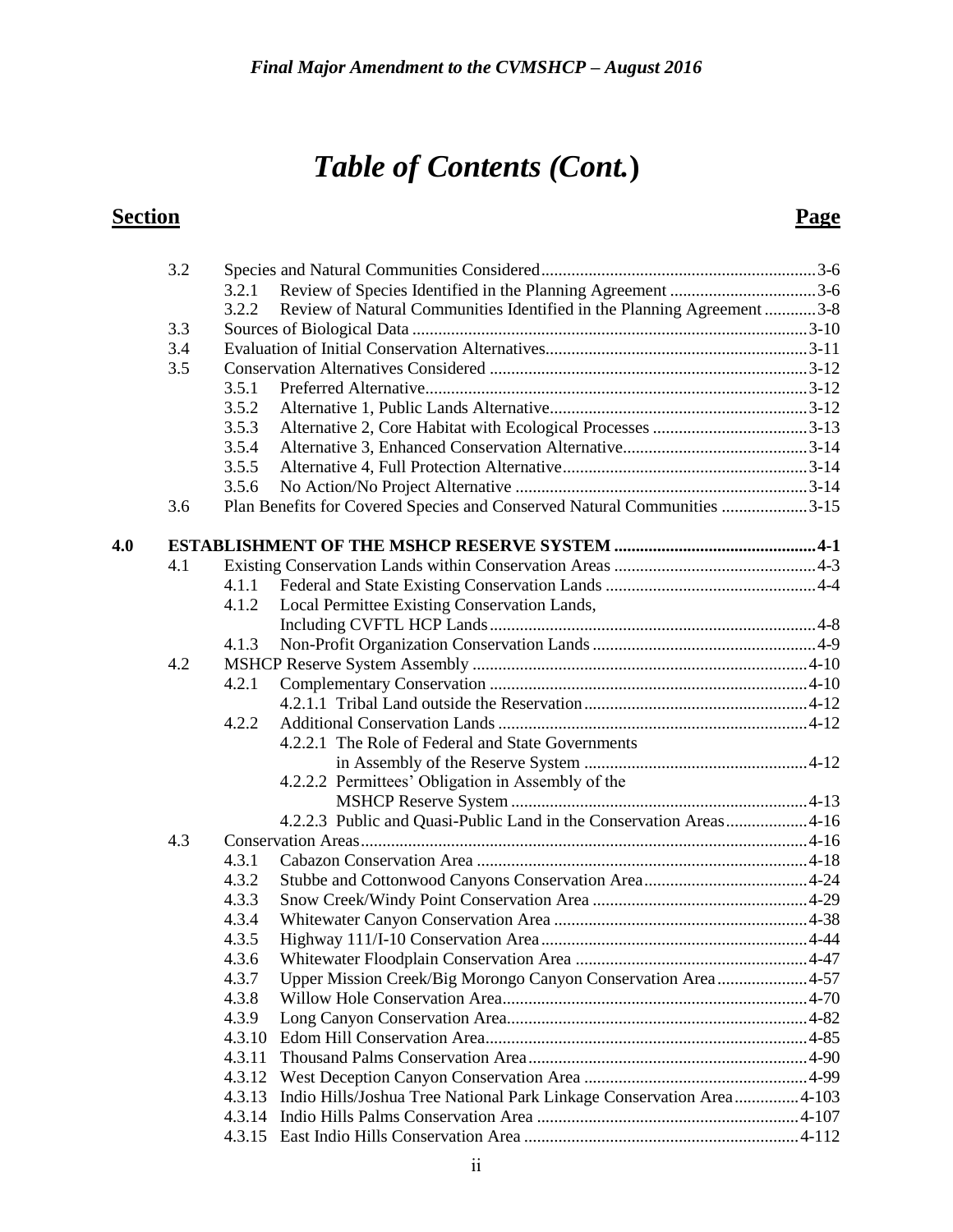# *Table of Contents (Cont.)*

| Section | | | | Page |
|---|---|---|---|---|
| | 3.2 | | Species and Natural Communities Considered | 3-6 |
| | | 3.2.1 | Review of Species Identified in the Planning Agreement | 3-6 |
| | | 3.2.2 | Review of Natural Communities Identified in the Planning Agreement | 3-8 |
| | 3.3 | | Sources of Biological Data | 3-10 |
| | 3.4 | | Evaluation of Initial Conservation Alternatives | 3-11 |
| | 3.5 | | Conservation Alternatives Considered | 3-12 |
| | | 3.5.1 | Preferred Alternative | 3-12 |
| | | 3.5.2 | Alternative 1, Public Lands Alternative | 3-12 |
| | | 3.5.3 | Alternative 2, Core Habitat with Ecological Processes | 3-13 |
| | | 3.5.4 | Alternative 3, Enhanced Conservation Alternative | 3-14 |
| | | 3.5.5 | Alternative 4, Full Protection Alternative | 3-14 |
| | | 3.5.6 | No Action/No Project Alternative | 3-14 |
| | 3.6 | | Plan Benefits for Covered Species and Conserved Natural Communities | 3-15 |
| **4.0** | | | **ESTABLISHMENT OF THE MSHCP RESERVE SYSTEM** | **4-1** |
| | 4.1 | | Existing Conservation Lands within Conservation Areas | 4-3 |
| | | 4.1.1 | Federal and State Existing Conservation Lands | 4-4 |
| | | 4.1.2 | Local Permittee Existing Conservation Lands, Including CVFTL HCP Lands | 4-8 |
| | | 4.1.3 | Non-Profit Organization Conservation Lands | 4-9 |
| | 4.2 | | MSHCP Reserve System Assembly | 4-10 |
| | | 4.2.1 | Complementary Conservation | 4-10 |
| | | | 4.2.1.1 Tribal Land outside the Reservation | 4-12 |
| | | 4.2.2 | Additional Conservation Lands | 4-12 |
| | | | 4.2.2.1 The Role of Federal and State Governments in Assembly of the Reserve System | 4-12 |
| | | | 4.2.2.2 Permittees' Obligation in Assembly of the MSHCP Reserve System | 4-13 |
| | | | 4.2.2.3 Public and Quasi-Public Land in the Conservation Areas | 4-16 |
| | 4.3 | | Conservation Areas | 4-16 |
| | | 4.3.1 | Cabazon Conservation Area | 4-18 |
| | | 4.3.2 | Stubbe and Cottonwood Canyons Conservation Area | 4-24 |
| | | 4.3.3 | Snow Creek/Windy Point Conservation Area | 4-29 |
| | | 4.3.4 | Whitewater Canyon Conservation Area | 4-38 |
| | | 4.3.5 | Highway 111/I-10 Conservation Area | 4-44 |
| | | 4.3.6 | Whitewater Floodplain Conservation Area | 4-47 |
| | | 4.3.7 | Upper Mission Creek/Big Morongo Canyon Conservation Area | 4-57 |
| | | 4.3.8 | Willow Hole Conservation Area | 4-70 |
| | | 4.3.9 | Long Canyon Conservation Area | 4-82 |
| | | 4.3.10 | Edom Hill Conservation Area | 4-85 |
| | | 4.3.11 | Thousand Palms Conservation Area | 4-90 |
| | | 4.3.12 | West Deception Canyon Conservation Area | 4-99 |
| | | 4.3.13 | Indio Hills/Joshua Tree National Park Linkage Conservation Area | 4-103 |
| | | 4.3.14 | Indio Hills Palms Conservation Area | 4-107 |
| | | 4.3.15 | East Indio Hills Conservation Area | 4-112 |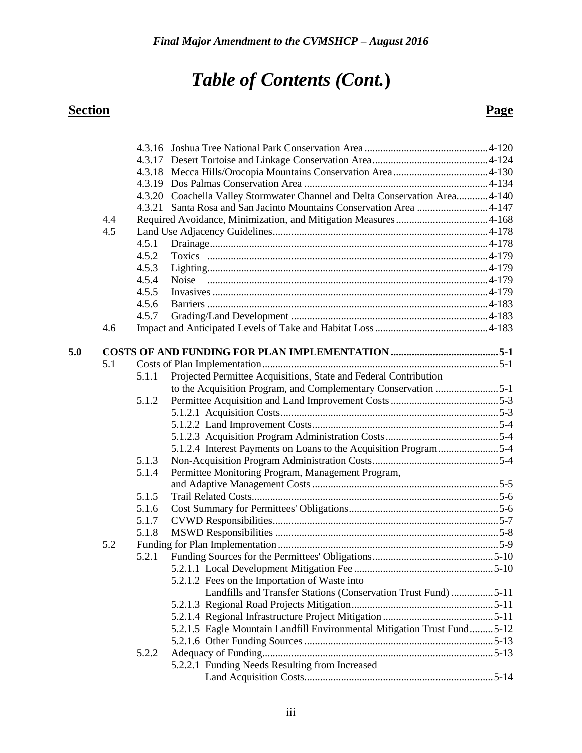# *Table of Contents (Cont.)*

| Section | | | | Page |
|---|---|---|---|---|
| | | 4.3.16 | Joshua Tree National Park Conservation Area | 4-120 |
| | | 4.3.17 | Desert Tortoise and Linkage Conservation Area | 4-124 |
| | | 4.3.18 | Mecca Hills/Orocopia Mountains Conservation Area | 4-130 |
| | | 4.3.19 | Dos Palmas Conservation Area | 4-134 |
| | | 4.3.20 | Coachella Valley Stormwater Channel and Delta Conservation Area | 4-140 |
| | | 4.3.21 | Santa Rosa and San Jacinto Mountains Conservation Area | 4-147 |
| | 4.4 | | Required Avoidance, Minimization, and Mitigation Measures | 4-168 |
| | 4.5 | | Land Use Adjacency Guidelines | 4-178 |
| | | 4.5.1 | Drainage | 4-178 |
| | | 4.5.2 | Toxics | 4-179 |
| | | 4.5.3 | Lighting | 4-179 |
| | | 4.5.4 | Noise | 4-179 |
| | | 4.5.5 | Invasives | 4-179 |
| | | 4.5.6 | Barriers | 4-183 |
| | | 4.5.7 | Grading/Land Development | 4-183 |
| | 4.6 | | Impact and Anticipated Levels of Take and Habitat Loss | 4-183 |
| **5.0** | | | **COSTS OF AND FUNDING FOR PLAN IMPLEMENTATION** | **5-1** |
| | 5.1 | | Costs of Plan Implementation | 5-1 |
| | | 5.1.1 | Projected Permittee Acquisitions, State and Federal Contribution to the Acquisition Program, and Complementary Conservation | 5-1 |
| | | 5.1.2 | Permittee Acquisition and Land Improvement Costs | 5-3 |
| | | | 5.1.2.1 Acquisition Costs | 5-3 |
| | | | 5.1.2.2 Land Improvement Costs | 5-4 |
| | | | 5.1.2.3 Acquisition Program Administration Costs | 5-4 |
| | | | 5.1.2.4 Interest Payments on Loans to the Acquisition Program | 5-4 |
| | | 5.1.3 | Non-Acquisition Program Administration Costs | 5-4 |
| | | 5.1.4 | Permittee Monitoring Program, Management Program, and Adaptive Management Costs | 5-5 |
| | | 5.1.5 | Trail Related Costs | 5-6 |
| | | 5.1.6 | Cost Summary for Permittees' Obligations | 5-6 |
| | | 5.1.7 | CVWD Responsibilities | 5-7 |
| | | 5.1.8 | MSWD Responsibilities | 5-8 |
| | 5.2 | | Funding for Plan Implementation | 5-9 |
| | | 5.2.1 | Funding Sources for the Permittees' Obligations | 5-10 |
| | | | 5.2.1.1 Local Development Mitigation Fee | 5-10 |
| | | | 5.2.1.2 Fees on the Importation of Waste into Landfills and Transfer Stations (Conservation Trust Fund) | 5-11 |
| | | | 5.2.1.3 Regional Road Projects Mitigation | 5-11 |
| | | | 5.2.1.4 Regional Infrastructure Project Mitigation | 5-11 |
| | | | 5.2.1.5 Eagle Mountain Landfill Environmental Mitigation Trust Fund | 5-12 |
| | | | 5.2.1.6 Other Funding Sources | 5-13 |
| | | 5.2.2 | Adequacy of Funding | 5-13 |
| | | | 5.2.2.1 Funding Needs Resulting from Increased Land Acquisition Costs | 5-14 |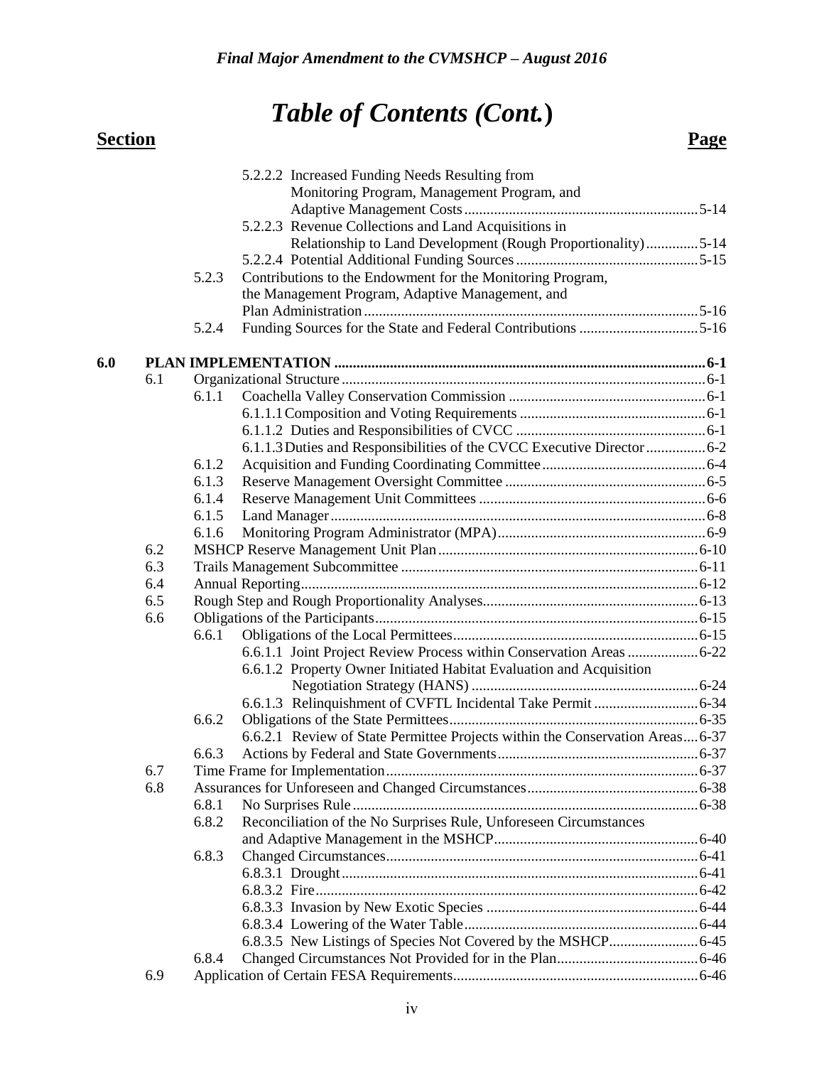# *Table of Contents (Cont.)*

| Section | | | | Page |
|---|---|---|---|---|
| | | | 5.2.2.2 Increased Funding Needs Resulting from Monitoring Program, Management Program, and Adaptive Management Costs | 5-14 |
| | | | 5.2.2.3 Revenue Collections and Land Acquisitions in Relationship to Land Development (Rough Proportionality) | 5-14 |
| | | | 5.2.2.4 Potential Additional Funding Sources | 5-15 |
| | | 5.2.3 | Contributions to the Endowment for the Monitoring Program, the Management Program, Adaptive Management, and Plan Administration | 5-16 |
| | | 5.2.4 | Funding Sources for the State and Federal Contributions | 5-16 |
| **6.0** | **PLAN IMPLEMENTATION** | | | **6-1** |
| | 6.1 | | Organizational Structure | 6-1 |
| | | 6.1.1 | Coachella Valley Conservation Commission | 6-1 |
| | | | 6.1.1.1 Composition and Voting Requirements | 6-1 |
| | | | 6.1.1.2 Duties and Responsibilities of CVCC | 6-1 |
| | | | 6.1.1.3 Duties and Responsibilities of the CVCC Executive Director | 6-2 |
| | | 6.1.2 | Acquisition and Funding Coordinating Committee | 6-4 |
| | | 6.1.3 | Reserve Management Oversight Committee | 6-5 |
| | | 6.1.4 | Reserve Management Unit Committees | 6-6 |
| | | 6.1.5 | Land Manager | 6-8 |
| | | 6.1.6 | Monitoring Program Administrator (MPA) | 6-9 |
| | 6.2 | | MSHCP Reserve Management Unit Plan | 6-10 |
| | 6.3 | | Trails Management Subcommittee | 6-11 |
| | 6.4 | | Annual Reporting | 6-12 |
| | 6.5 | | Rough Step and Rough Proportionality Analyses | 6-13 |
| | 6.6 | | Obligations of the Participants | 6-15 |
| | | 6.6.1 | Obligations of the Local Permittees | 6-15 |
| | | | 6.6.1.1 Joint Project Review Process within Conservation Areas | 6-22 |
| | | | 6.6.1.2 Property Owner Initiated Habitat Evaluation and Acquisition Negotiation Strategy (HANS) | 6-24 |
| | | | 6.6.1.3 Relinquishment of CVFTL Incidental Take Permit | 6-34 |
| | | 6.6.2 | Obligations of the State Permittees | 6-35 |
| | | | 6.6.2.1 Review of State Permittee Projects within the Conservation Areas | 6-37 |
| | | 6.6.3 | Actions by Federal and State Governments | 6-37 |
| | 6.7 | | Time Frame for Implementation | 6-37 |
| | 6.8 | | Assurances for Unforeseen and Changed Circumstances | 6-38 |
| | | 6.8.1 | No Surprises Rule | 6-38 |
| | | 6.8.2 | Reconciliation of the No Surprises Rule, Unforeseen Circumstances and Adaptive Management in the MSHCP | 6-40 |
| | | 6.8.3 | Changed Circumstances | 6-41 |
| | | | 6.8.3.1 Drought | 6-41 |
| | | | 6.8.3.2 Fire | 6-42 |
| | | | 6.8.3.3 Invasion by New Exotic Species | 6-44 |
| | | | 6.8.3.4 Lowering of the Water Table | 6-44 |
| | | | 6.8.3.5 New Listings of Species Not Covered by the MSHCP | 6-45 |
| | | 6.8.4 | Changed Circumstances Not Provided for in the Plan | 6-46 |
| | 6.9 | | Application of Certain FESA Requirements | 6-46 |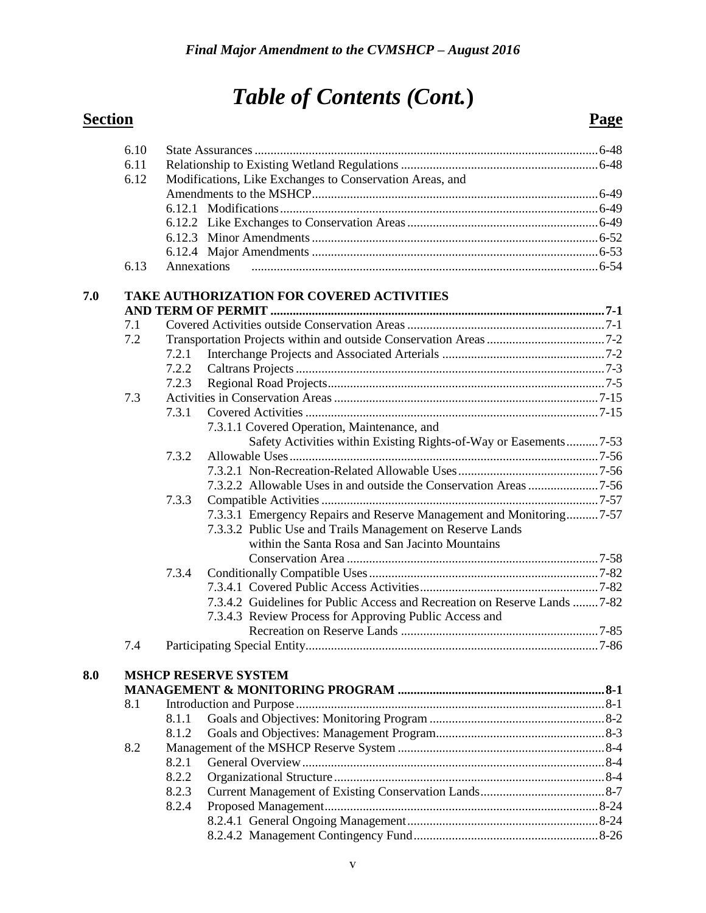## Table of Contents (Cont.)

| Section | | | Page |
|---|---|---|---|
| 6.10 | State Assurances | | 6-48 |
| 6.11 | Relationship to Existing Wetland Regulations | | 6-48 |
| 6.12 | Modifications, Like Exchanges to Conservation Areas, and Amendments to the MSHCP | | 6-49 |
| | 6.12.1 | Modifications | 6-49 |
| | 6.12.2 | Like Exchanges to Conservation Areas | 6-49 |
| | 6.12.3 | Minor Amendments | 6-52 |
| | 6.12.4 | Major Amendments | 6-53 |
| 6.13 | Annexations | | 6-54 |
| **7.0** | **TAKE AUTHORIZATION FOR COVERED ACTIVITIES AND TERM OF PERMIT** | | **7-1** |
| 7.1 | Covered Activities outside Conservation Areas | | 7-1 |
| 7.2 | Transportation Projects within and outside Conservation Areas | | 7-2 |
| | 7.2.1 | Interchange Projects and Associated Arterials | 7-2 |
| | 7.2.2 | Caltrans Projects | 7-3 |
| | 7.2.3 | Regional Road Projects | 7-5 |
| 7.3 | Activities in Conservation Areas | | 7-15 |
| | 7.3.1 | Covered Activities | 7-15 |
| | | 7.3.1.1 Covered Operation, Maintenance, and Safety Activities within Existing Rights-of-Way or Easements | 7-53 |
| | 7.3.2 | Allowable Uses | 7-56 |
| | | 7.3.2.1 Non-Recreation-Related Allowable Uses | 7-56 |
| | | 7.3.2.2 Allowable Uses in and outside the Conservation Areas | 7-56 |
| | 7.3.3 | Compatible Activities | 7-57 |
| | | 7.3.3.1 Emergency Repairs and Reserve Management and Monitoring | 7-57 |
| | | 7.3.3.2 Public Use and Trails Management on Reserve Lands within the Santa Rosa and San Jacinto Mountains Conservation Area | 7-58 |
| | 7.3.4 | Conditionally Compatible Uses | 7-82 |
| | | 7.3.4.1 Covered Public Access Activities | 7-82 |
| | | 7.3.4.2 Guidelines for Public Access and Recreation on Reserve Lands | 7-82 |
| | | 7.3.4.3 Review Process for Approving Public Access and Recreation on Reserve Lands | 7-85 |
| 7.4 | Participating Special Entity | | 7-86 |
| **8.0** | **MSHCP RESERVE SYSTEM MANAGEMENT & MONITORING PROGRAM** | | **8-1** |
| 8.1 | Introduction and Purpose | | 8-1 |
| | 8.1.1 | Goals and Objectives: Monitoring Program | 8-2 |
| | 8.1.2 | Goals and Objectives: Management Program | 8-3 |
| 8.2 | Management of the MSHCP Reserve System | | 8-4 |
| | 8.2.1 | General Overview | 8-4 |
| | 8.2.2 | Organizational Structure | 8-4 |
| | 8.2.3 | Current Management of Existing Conservation Lands | 8-7 |
| | 8.2.4 | Proposed Management | 8-24 |
| | | 8.2.4.1 General Ongoing Management | 8-24 |
| | | 8.2.4.2 Management Contingency Fund | 8-26 |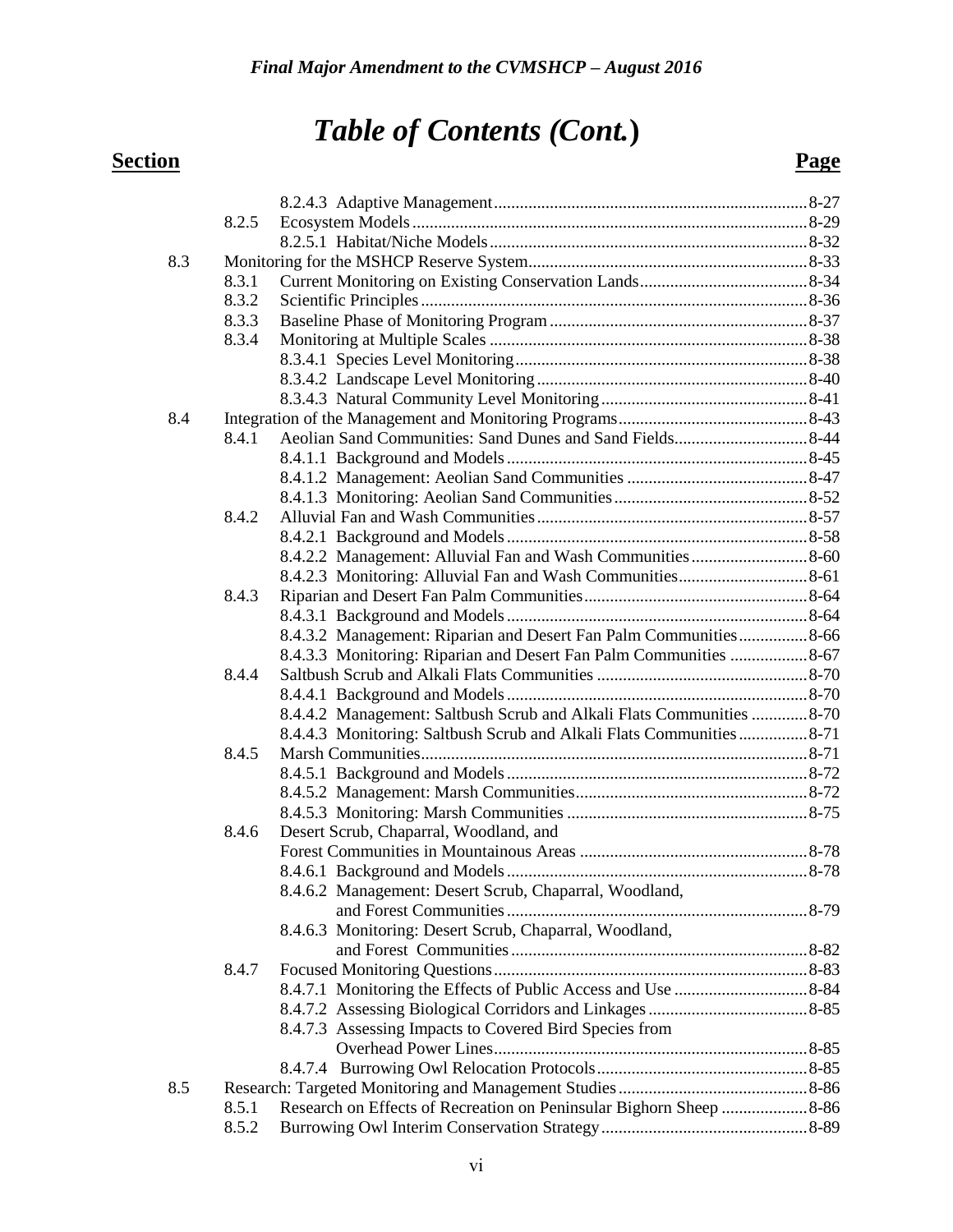# Table of Contents (Cont.)

| Section | | | Page |
|---|---|---|---|
| | | 8.2.4.3 Adaptive Management | 8-27 |
| | 8.2.5 | Ecosystem Models | 8-29 |
| | | 8.2.5.1 Habitat/Niche Models | 8-32 |
| 8.3 | Monitoring for the MSHCP Reserve System | | 8-33 |
| | 8.3.1 | Current Monitoring on Existing Conservation Lands | 8-34 |
| | 8.3.2 | Scientific Principles | 8-36 |
| | 8.3.3 | Baseline Phase of Monitoring Program | 8-37 |
| | 8.3.4 | Monitoring at Multiple Scales | 8-38 |
| | | 8.3.4.1 Species Level Monitoring | 8-38 |
| | | 8.3.4.2 Landscape Level Monitoring | 8-40 |
| | | 8.3.4.3 Natural Community Level Monitoring | 8-41 |
| 8.4 | Integration of the Management and Monitoring Programs | | 8-43 |
| | 8.4.1 | Aeolian Sand Communities: Sand Dunes and Sand Fields | 8-44 |
| | | 8.4.1.1 Background and Models | 8-45 |
| | | 8.4.1.2 Management: Aeolian Sand Communities | 8-47 |
| | | 8.4.1.3 Monitoring: Aeolian Sand Communities | 8-52 |
| | 8.4.2 | Alluvial Fan and Wash Communities | 8-57 |
| | | 8.4.2.1 Background and Models | 8-58 |
| | | 8.4.2.2 Management: Alluvial Fan and Wash Communities | 8-60 |
| | | 8.4.2.3 Monitoring: Alluvial Fan and Wash Communities | 8-61 |
| | 8.4.3 | Riparian and Desert Fan Palm Communities | 8-64 |
| | | 8.4.3.1 Background and Models | 8-64 |
| | | 8.4.3.2 Management: Riparian and Desert Fan Palm Communities | 8-66 |
| | | 8.4.3.3 Monitoring: Riparian and Desert Fan Palm Communities | 8-67 |
| | 8.4.4 | Saltbush Scrub and Alkali Flats Communities | 8-70 |
| | | 8.4.4.1 Background and Models | 8-70 |
| | | 8.4.4.2 Management: Saltbush Scrub and Alkali Flats Communities | 8-70 |
| | | 8.4.4.3 Monitoring: Saltbush Scrub and Alkali Flats Communities | 8-71 |
| | 8.4.5 | Marsh Communities | 8-71 |
| | | 8.4.5.1 Background and Models | 8-72 |
| | | 8.4.5.2 Management: Marsh Communities | 8-72 |
| | | 8.4.5.3 Monitoring: Marsh Communities | 8-75 |
| | 8.4.6 | Desert Scrub, Chaparral, Woodland, and Forest Communities in Mountainous Areas | 8-78 |
| | | 8.4.6.1 Background and Models | 8-78 |
| | | 8.4.6.2 Management: Desert Scrub, Chaparral, Woodland, and Forest Communities | 8-79 |
| | | 8.4.6.3 Monitoring: Desert Scrub, Chaparral, Woodland, and Forest Communities | 8-82 |
| | 8.4.7 | Focused Monitoring Questions | 8-83 |
| | | 8.4.7.1 Monitoring the Effects of Public Access and Use | 8-84 |
| | | 8.4.7.2 Assessing Biological Corridors and Linkages | 8-85 |
| | | 8.4.7.3 Assessing Impacts to Covered Bird Species from Overhead Power Lines | 8-85 |
| | | 8.4.7.4 Burrowing Owl Relocation Protocols | 8-85 |
| 8.5 | Research: Targeted Monitoring and Management Studies | | 8-86 |
| | 8.5.1 | Research on Effects of Recreation on Peninsular Bighorn Sheep | 8-86 |
| | 8.5.2 | Burrowing Owl Interim Conservation Strategy | 8-89 |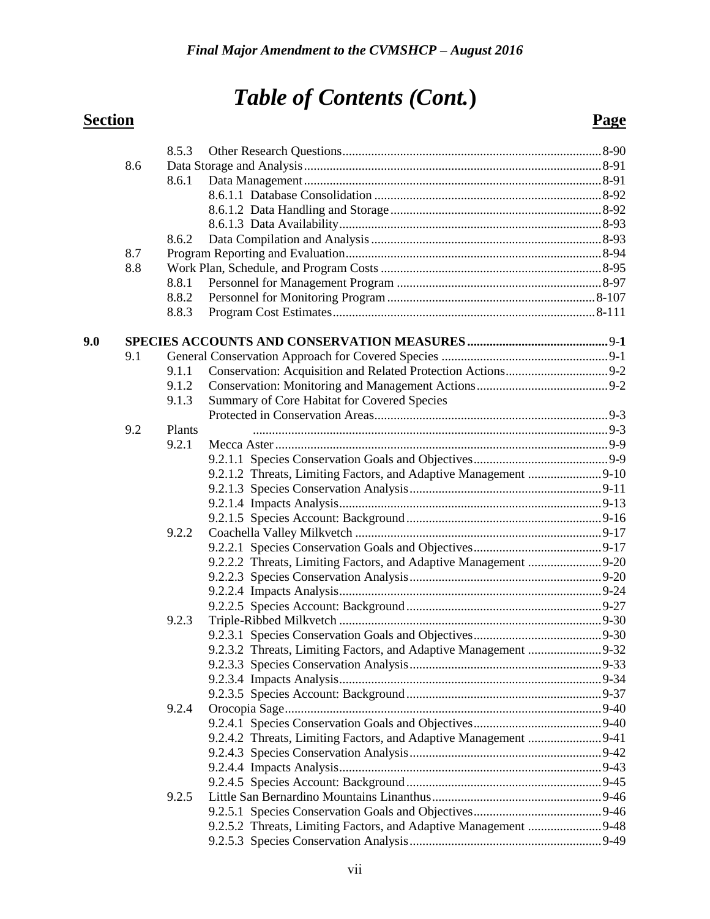# Table of Contents (Cont.)

**Section** **Page**

- 8.5.3 Other Research Questions ........ 8-90
- 8.6 Data Storage and Analysis ........ 8-91
  - 8.6.1 Data Management ........ 8-91
    - 8.6.1.1 Database Consolidation ........ 8-92
    - 8.6.1.2 Data Handling and Storage ........ 8-92
    - 8.6.1.3 Data Availability ........ 8-93
  - 8.6.2 Data Compilation and Analysis ........ 8-93
- 8.7 Program Reporting and Evaluation ........ 8-94
- 8.8 Work Plan, Schedule, and Program Costs ........ 8-95
  - 8.8.1 Personnel for Management Program ........ 8-97
  - 8.8.2 Personnel for Monitoring Program ........ 8-107
  - 8.8.3 Program Cost Estimates ........ 8-111

**9.0 SPECIES ACCOUNTS AND CONSERVATION MEASURES ........ 9-1**

- 9.1 General Conservation Approach for Covered Species ........ 9-1
  - 9.1.1 Conservation: Acquisition and Related Protection Actions ........ 9-2
  - 9.1.2 Conservation: Monitoring and Management Actions ........ 9-2
  - 9.1.3 Summary of Core Habitat for Covered Species Protected in Conservation Areas ........ 9-3
- 9.2 Plants ........ 9-3
  - 9.2.1 Mecca Aster ........ 9-9
    - 9.2.1.1 Species Conservation Goals and Objectives ........ 9-9
    - 9.2.1.2 Threats, Limiting Factors, and Adaptive Management ........ 9-10
    - 9.2.1.3 Species Conservation Analysis ........ 9-11
    - 9.2.1.4 Impacts Analysis ........ 9-13
    - 9.2.1.5 Species Account: Background ........ 9-16
  - 9.2.2 Coachella Valley Milkvetch ........ 9-17
    - 9.2.2.1 Species Conservation Goals and Objectives ........ 9-17
    - 9.2.2.2 Threats, Limiting Factors, and Adaptive Management ........ 9-20
    - 9.2.2.3 Species Conservation Analysis ........ 9-20
    - 9.2.2.4 Impacts Analysis ........ 9-24
    - 9.2.2.5 Species Account: Background ........ 9-27
  - 9.2.3 Triple-Ribbed Milkvetch ........ 9-30
    - 9.2.3.1 Species Conservation Goals and Objectives ........ 9-30
    - 9.2.3.2 Threats, Limiting Factors, and Adaptive Management ........ 9-32
    - 9.2.3.3 Species Conservation Analysis ........ 9-33
    - 9.2.3.4 Impacts Analysis ........ 9-34
    - 9.2.3.5 Species Account: Background ........ 9-37
  - 9.2.4 Orocopia Sage ........ 9-40
    - 9.2.4.1 Species Conservation Goals and Objectives ........ 9-40
    - 9.2.4.2 Threats, Limiting Factors, and Adaptive Management ........ 9-41
    - 9.2.4.3 Species Conservation Analysis ........ 9-42
    - 9.2.4.4 Impacts Analysis ........ 9-43
    - 9.2.4.5 Species Account: Background ........ 9-45
  - 9.2.5 Little San Bernardino Mountains Linanthus ........ 9-46
    - 9.2.5.1 Species Conservation Goals and Objectives ........ 9-46
    - 9.2.5.2 Threats, Limiting Factors, and Adaptive Management ........ 9-48
    - 9.2.5.3 Species Conservation Analysis ........ 9-49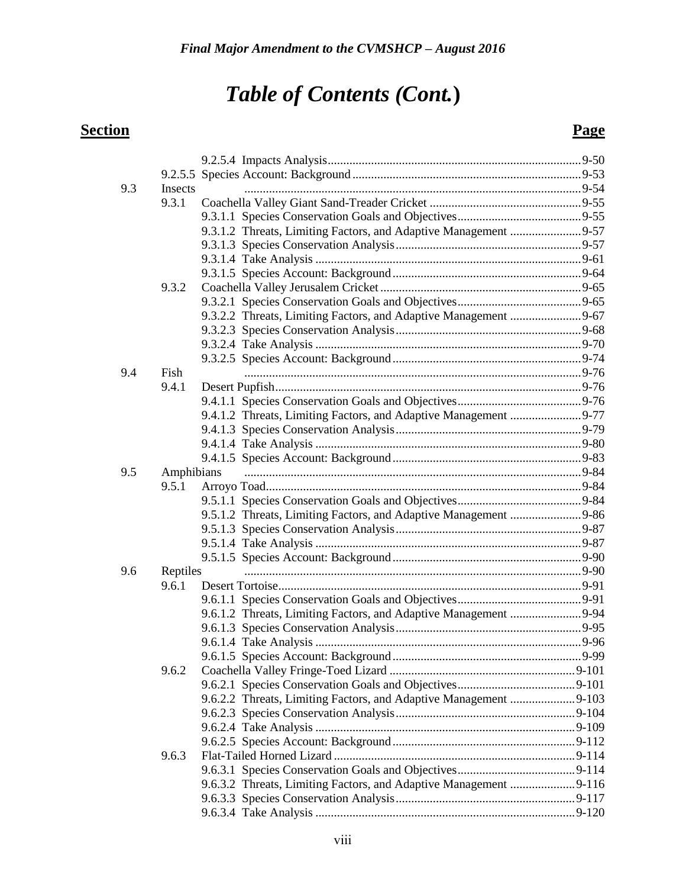*Final Major Amendment to the CVMSHCP – August 2016*

# *Table of Contents (Cont.)*

| Section | | | Page |
|---|---|---|---|
| | | 9.2.5.4 Impacts Analysis | 9-50 |
| | 9.2.5.5 | Species Account: Background | 9-53 |
| 9.3 | Insects | | 9-54 |
| | 9.3.1 | Coachella Valley Giant Sand-Treader Cricket | 9-55 |
| | | 9.3.1.1 Species Conservation Goals and Objectives | 9-55 |
| | | 9.3.1.2 Threats, Limiting Factors, and Adaptive Management | 9-57 |
| | | 9.3.1.3 Species Conservation Analysis | 9-57 |
| | | 9.3.1.4 Take Analysis | 9-61 |
| | | 9.3.1.5 Species Account: Background | 9-64 |
| | 9.3.2 | Coachella Valley Jerusalem Cricket | 9-65 |
| | | 9.3.2.1 Species Conservation Goals and Objectives | 9-65 |
| | | 9.3.2.2 Threats, Limiting Factors, and Adaptive Management | 9-67 |
| | | 9.3.2.3 Species Conservation Analysis | 9-68 |
| | | 9.3.2.4 Take Analysis | 9-70 |
| | | 9.3.2.5 Species Account: Background | 9-74 |
| 9.4 | Fish | | 9-76 |
| | 9.4.1 | Desert Pupfish | 9-76 |
| | | 9.4.1.1 Species Conservation Goals and Objectives | 9-76 |
| | | 9.4.1.2 Threats, Limiting Factors, and Adaptive Management | 9-77 |
| | | 9.4.1.3 Species Conservation Analysis | 9-79 |
| | | 9.4.1.4 Take Analysis | 9-80 |
| | | 9.4.1.5 Species Account: Background | 9-83 |
| 9.5 | Amphibians | | 9-84 |
| | 9.5.1 | Arroyo Toad | 9-84 |
| | | 9.5.1.1 Species Conservation Goals and Objectives | 9-84 |
| | | 9.5.1.2 Threats, Limiting Factors, and Adaptive Management | 9-86 |
| | | 9.5.1.3 Species Conservation Analysis | 9-87 |
| | | 9.5.1.4 Take Analysis | 9-87 |
| | | 9.5.1.5 Species Account: Background | 9-90 |
| 9.6 | Reptiles | | 9-90 |
| | 9.6.1 | Desert Tortoise | 9-91 |
| | | 9.6.1.1 Species Conservation Goals and Objectives | 9-91 |
| | | 9.6.1.2 Threats, Limiting Factors, and Adaptive Management | 9-94 |
| | | 9.6.1.3 Species Conservation Analysis | 9-95 |
| | | 9.6.1.4 Take Analysis | 9-96 |
| | | 9.6.1.5 Species Account: Background | 9-99 |
| | 9.6.2 | Coachella Valley Fringe-Toed Lizard | 9-101 |
| | | 9.6.2.1 Species Conservation Goals and Objectives | 9-101 |
| | | 9.6.2.2 Threats, Limiting Factors, and Adaptive Management | 9-103 |
| | | 9.6.2.3 Species Conservation Analysis | 9-104 |
| | | 9.6.2.4 Take Analysis | 9-109 |
| | | 9.6.2.5 Species Account: Background | 9-112 |
| | 9.6.3 | Flat-Tailed Horned Lizard | 9-114 |
| | | 9.6.3.1 Species Conservation Goals and Objectives | 9-114 |
| | | 9.6.3.2 Threats, Limiting Factors, and Adaptive Management | 9-116 |
| | | 9.6.3.3 Species Conservation Analysis | 9-117 |
| | | 9.6.3.4 Take Analysis | 9-120 |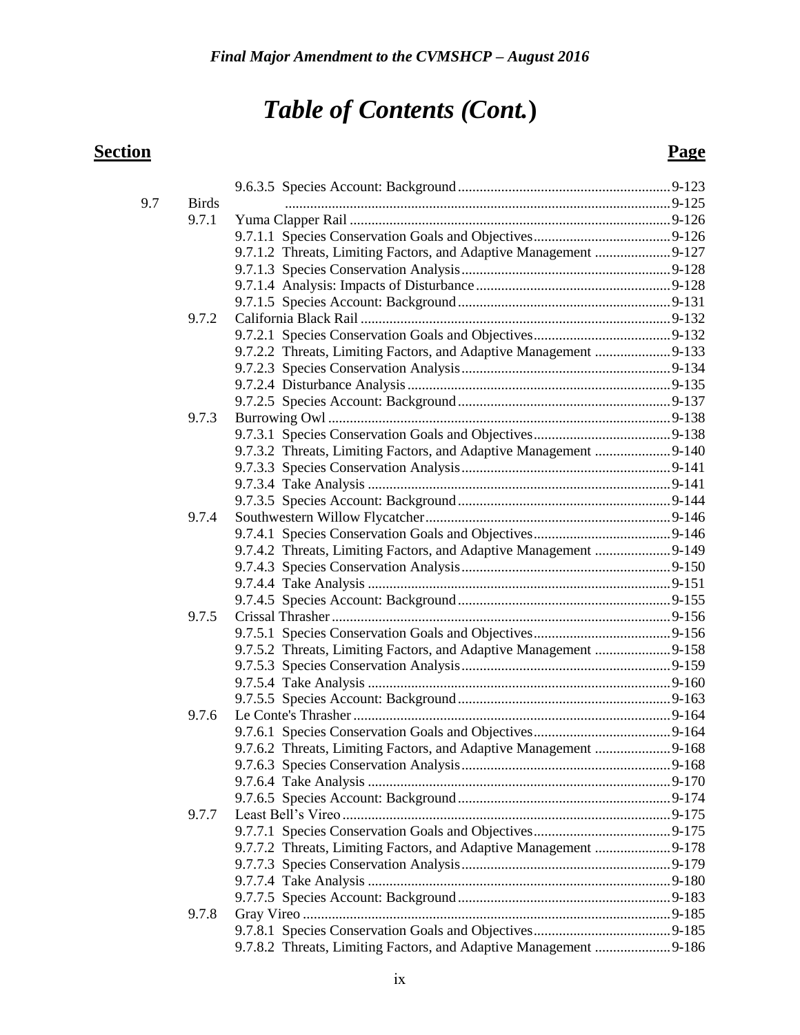# Table of Contents (Cont.)

| Section | | | Page |
|---|---|---|---|
| | | 9.6.3.5 Species Account: Background | 9-123 |
| 9.7 | Birds | | 9-125 |
| | 9.7.1 | Yuma Clapper Rail | 9-126 |
| | | 9.7.1.1 Species Conservation Goals and Objectives | 9-126 |
| | | 9.7.1.2 Threats, Limiting Factors, and Adaptive Management | 9-127 |
| | | 9.7.1.3 Species Conservation Analysis | 9-128 |
| | | 9.7.1.4 Analysis: Impacts of Disturbance | 9-128 |
| | | 9.7.1.5 Species Account: Background | 9-131 |
| | 9.7.2 | California Black Rail | 9-132 |
| | | 9.7.2.1 Species Conservation Goals and Objectives | 9-132 |
| | | 9.7.2.2 Threats, Limiting Factors, and Adaptive Management | 9-133 |
| | | 9.7.2.3 Species Conservation Analysis | 9-134 |
| | | 9.7.2.4 Disturbance Analysis | 9-135 |
| | | 9.7.2.5 Species Account: Background | 9-137 |
| | 9.7.3 | Burrowing Owl | 9-138 |
| | | 9.7.3.1 Species Conservation Goals and Objectives | 9-138 |
| | | 9.7.3.2 Threats, Limiting Factors, and Adaptive Management | 9-140 |
| | | 9.7.3.3 Species Conservation Analysis | 9-141 |
| | | 9.7.3.4 Take Analysis | 9-141 |
| | | 9.7.3.5 Species Account: Background | 9-144 |
| | 9.7.4 | Southwestern Willow Flycatcher | 9-146 |
| | | 9.7.4.1 Species Conservation Goals and Objectives | 9-146 |
| | | 9.7.4.2 Threats, Limiting Factors, and Adaptive Management | 9-149 |
| | | 9.7.4.3 Species Conservation Analysis | 9-150 |
| | | 9.7.4.4 Take Analysis | 9-151 |
| | | 9.7.4.5 Species Account: Background | 9-155 |
| | 9.7.5 | Crissal Thrasher | 9-156 |
| | | 9.7.5.1 Species Conservation Goals and Objectives | 9-156 |
| | | 9.7.5.2 Threats, Limiting Factors, and Adaptive Management | 9-158 |
| | | 9.7.5.3 Species Conservation Analysis | 9-159 |
| | | 9.7.5.4 Take Analysis | 9-160 |
| | | 9.7.5.5 Species Account: Background | 9-163 |
| | 9.7.6 | Le Conte's Thrasher | 9-164 |
| | | 9.7.6.1 Species Conservation Goals and Objectives | 9-164 |
| | | 9.7.6.2 Threats, Limiting Factors, and Adaptive Management | 9-168 |
| | | 9.7.6.3 Species Conservation Analysis | 9-168 |
| | | 9.7.6.4 Take Analysis | 9-170 |
| | | 9.7.6.5 Species Account: Background | 9-174 |
| | 9.7.7 | Least Bell's Vireo | 9-175 |
| | | 9.7.7.1 Species Conservation Goals and Objectives | 9-175 |
| | | 9.7.7.2 Threats, Limiting Factors, and Adaptive Management | 9-178 |
| | | 9.7.7.3 Species Conservation Analysis | 9-179 |
| | | 9.7.7.4 Take Analysis | 9-180 |
| | | 9.7.7.5 Species Account: Background | 9-183 |
| | 9.7.8 | Gray Vireo | 9-185 |
| | | 9.7.8.1 Species Conservation Goals and Objectives | 9-185 |
| | | 9.7.8.2 Threats, Limiting Factors, and Adaptive Management | 9-186 |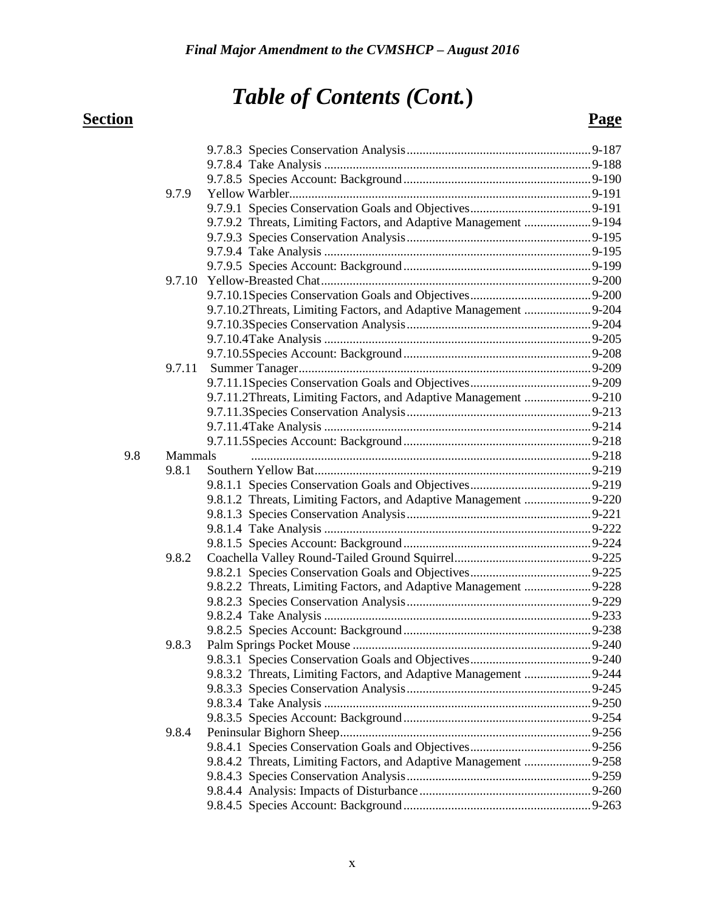*Final Major Amendment to the CVMSHCP – August 2016*

# Table of Contents (Cont.)

| Section | | | Page |
|---|---|---|---|
| | | 9.7.8.3 Species Conservation Analysis | 9-187 |
| | | 9.7.8.4 Take Analysis | 9-188 |
| | | 9.7.8.5 Species Account: Background | 9-190 |
| | 9.7.9 | Yellow Warbler | 9-191 |
| | | 9.7.9.1 Species Conservation Goals and Objectives | 9-191 |
| | | 9.7.9.2 Threats, Limiting Factors, and Adaptive Management | 9-194 |
| | | 9.7.9.3 Species Conservation Analysis | 9-195 |
| | | 9.7.9.4 Take Analysis | 9-195 |
| | | 9.7.9.5 Species Account: Background | 9-199 |
| | 9.7.10 | Yellow-Breasted Chat | 9-200 |
| | | 9.7.10.1Species Conservation Goals and Objectives | 9-200 |
| | | 9.7.10.2Threats, Limiting Factors, and Adaptive Management | 9-204 |
| | | 9.7.10.3Species Conservation Analysis | 9-204 |
| | | 9.7.10.4Take Analysis | 9-205 |
| | | 9.7.10.5Species Account: Background | 9-208 |
| | 9.7.11 | Summer Tanager | 9-209 |
| | | 9.7.11.1Species Conservation Goals and Objectives | 9-209 |
| | | 9.7.11.2Threats, Limiting Factors, and Adaptive Management | 9-210 |
| | | 9.7.11.3Species Conservation Analysis | 9-213 |
| | | 9.7.11.4Take Analysis | 9-214 |
| | | 9.7.11.5Species Account: Background | 9-218 |
| 9.8 | Mammals | | 9-218 |
| | 9.8.1 | Southern Yellow Bat | 9-219 |
| | | 9.8.1.1 Species Conservation Goals and Objectives | 9-219 |
| | | 9.8.1.2 Threats, Limiting Factors, and Adaptive Management | 9-220 |
| | | 9.8.1.3 Species Conservation Analysis | 9-221 |
| | | 9.8.1.4 Take Analysis | 9-222 |
| | | 9.8.1.5 Species Account: Background | 9-224 |
| | 9.8.2 | Coachella Valley Round-Tailed Ground Squirrel | 9-225 |
| | | 9.8.2.1 Species Conservation Goals and Objectives | 9-225 |
| | | 9.8.2.2 Threats, Limiting Factors, and Adaptive Management | 9-228 |
| | | 9.8.2.3 Species Conservation Analysis | 9-229 |
| | | 9.8.2.4 Take Analysis | 9-233 |
| | | 9.8.2.5 Species Account: Background | 9-238 |
| | 9.8.3 | Palm Springs Pocket Mouse | 9-240 |
| | | 9.8.3.1 Species Conservation Goals and Objectives | 9-240 |
| | | 9.8.3.2 Threats, Limiting Factors, and Adaptive Management | 9-244 |
| | | 9.8.3.3 Species Conservation Analysis | 9-245 |
| | | 9.8.3.4 Take Analysis | 9-250 |
| | | 9.8.3.5 Species Account: Background | 9-254 |
| | 9.8.4 | Peninsular Bighorn Sheep | 9-256 |
| | | 9.8.4.1 Species Conservation Goals and Objectives | 9-256 |
| | | 9.8.4.2 Threats, Limiting Factors, and Adaptive Management | 9-258 |
| | | 9.8.4.3 Species Conservation Analysis | 9-259 |
| | | 9.8.4.4 Analysis: Impacts of Disturbance | 9-260 |
| | | 9.8.4.5 Species Account: Background | 9-263 |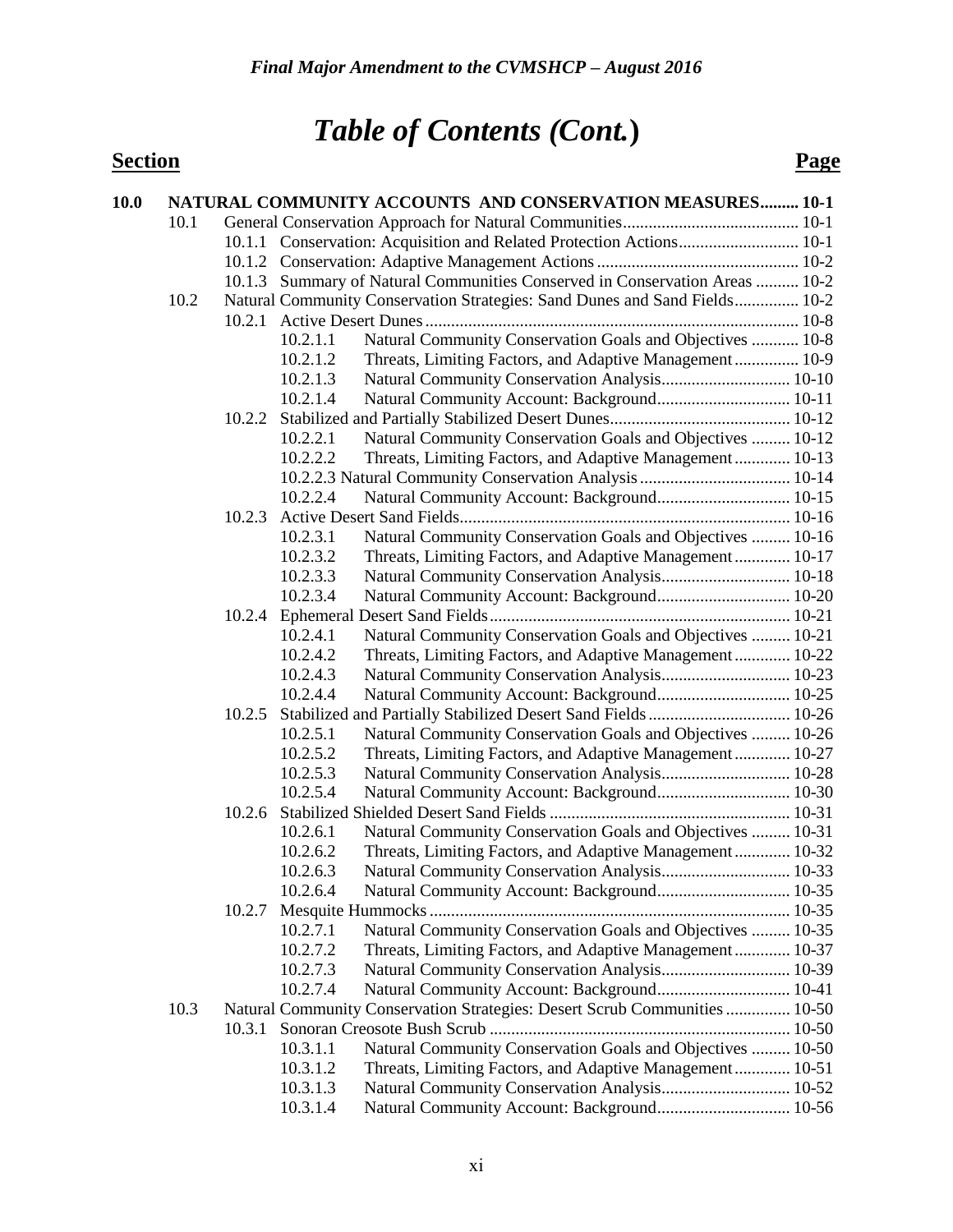# *Table of Contents (Cont.)*

| **Section** | | | | **Page** |
|---|---|---|---|---|
| **10.0** | **NATURAL COMMUNITY ACCOUNTS AND CONSERVATION MEASURES** | | | **10-1** |
| | 10.1 | General Conservation Approach for Natural Communities | | 10-1 |
| | | 10.1.1 | Conservation: Acquisition and Related Protection Actions | 10-1 |
| | | 10.1.2 | Conservation: Adaptive Management Actions | 10-2 |
| | | 10.1.3 | Summary of Natural Communities Conserved in Conservation Areas | 10-2 |
| | 10.2 | Natural Community Conservation Strategies: Sand Dunes and Sand Fields | | 10-2 |
| | | 10.2.1 | Active Desert Dunes | 10-8 |
| | | | 10.2.1.1 Natural Community Conservation Goals and Objectives | 10-8 |
| | | | 10.2.1.2 Threats, Limiting Factors, and Adaptive Management | 10-9 |
| | | | 10.2.1.3 Natural Community Conservation Analysis | 10-10 |
| | | | 10.2.1.4 Natural Community Account: Background | 10-11 |
| | | 10.2.2 | Stabilized and Partially Stabilized Desert Dunes | 10-12 |
| | | | 10.2.2.1 Natural Community Conservation Goals and Objectives | 10-12 |
| | | | 10.2.2.2 Threats, Limiting Factors, and Adaptive Management | 10-13 |
| | | | 10.2.2.3 Natural Community Conservation Analysis | 10-14 |
| | | | 10.2.2.4 Natural Community Account: Background | 10-15 |
| | | 10.2.3 | Active Desert Sand Fields | 10-16 |
| | | | 10.2.3.1 Natural Community Conservation Goals and Objectives | 10-16 |
| | | | 10.2.3.2 Threats, Limiting Factors, and Adaptive Management | 10-17 |
| | | | 10.2.3.3 Natural Community Conservation Analysis | 10-18 |
| | | | 10.2.3.4 Natural Community Account: Background | 10-20 |
| | | 10.2.4 | Ephemeral Desert Sand Fields | 10-21 |
| | | | 10.2.4.1 Natural Community Conservation Goals and Objectives | 10-21 |
| | | | 10.2.4.2 Threats, Limiting Factors, and Adaptive Management | 10-22 |
| | | | 10.2.4.3 Natural Community Conservation Analysis | 10-23 |
| | | | 10.2.4.4 Natural Community Account: Background | 10-25 |
| | | 10.2.5 | Stabilized and Partially Stabilized Desert Sand Fields | 10-26 |
| | | | 10.2.5.1 Natural Community Conservation Goals and Objectives | 10-26 |
| | | | 10.2.5.2 Threats, Limiting Factors, and Adaptive Management | 10-27 |
| | | | 10.2.5.3 Natural Community Conservation Analysis | 10-28 |
| | | | 10.2.5.4 Natural Community Account: Background | 10-30 |
| | | 10.2.6 | Stabilized Shielded Desert Sand Fields | 10-31 |
| | | | 10.2.6.1 Natural Community Conservation Goals and Objectives | 10-31 |
| | | | 10.2.6.2 Threats, Limiting Factors, and Adaptive Management | 10-32 |
| | | | 10.2.6.3 Natural Community Conservation Analysis | 10-33 |
| | | | 10.2.6.4 Natural Community Account: Background | 10-35 |
| | | 10.2.7 | Mesquite Hummocks | 10-35 |
| | | | 10.2.7.1 Natural Community Conservation Goals and Objectives | 10-35 |
| | | | 10.2.7.2 Threats, Limiting Factors, and Adaptive Management | 10-37 |
| | | | 10.2.7.3 Natural Community Conservation Analysis | 10-39 |
| | | | 10.2.7.4 Natural Community Account: Background | 10-41 |
| | 10.3 | Natural Community Conservation Strategies: Desert Scrub Communities | | 10-50 |
| | | 10.3.1 | Sonoran Creosote Bush Scrub | 10-50 |
| | | | 10.3.1.1 Natural Community Conservation Goals and Objectives | 10-50 |
| | | | 10.3.1.2 Threats, Limiting Factors, and Adaptive Management | 10-51 |
| | | | 10.3.1.3 Natural Community Conservation Analysis | 10-52 |
| | | | 10.3.1.4 Natural Community Account: Background | 10-56 |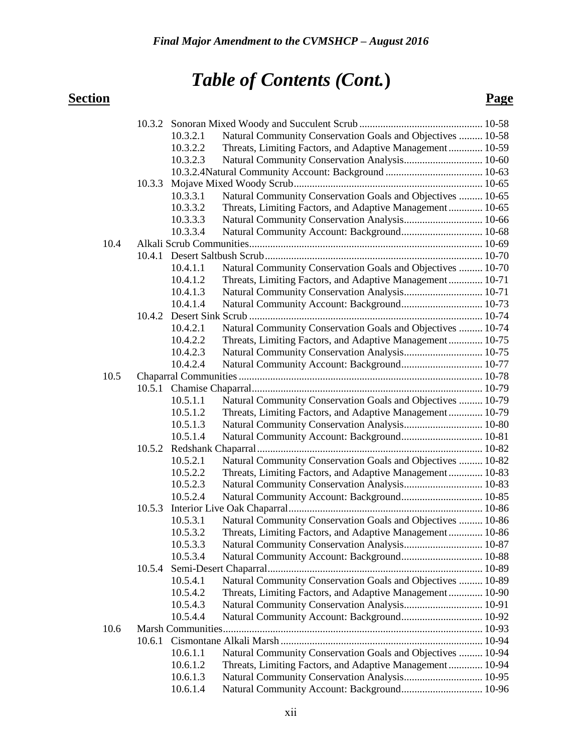# Table of Contents (Cont.)

**Section** **Page**

| Section | | | Title | Page |
|---|---|---|---|---|
| | 10.3.2 | | Sonoran Mixed Woody and Succulent Scrub | 10-58 |
| | | 10.3.2.1 | Natural Community Conservation Goals and Objectives | 10-58 |
| | | 10.3.2.2 | Threats, Limiting Factors, and Adaptive Management | 10-59 |
| | | 10.3.2.3 | Natural Community Conservation Analysis | 10-60 |
| | | 10.3.2.4 | Natural Community Account: Background | 10-63 |
| | 10.3.3 | | Mojave Mixed Woody Scrub | 10-65 |
| | | 10.3.3.1 | Natural Community Conservation Goals and Objectives | 10-65 |
| | | 10.3.3.2 | Threats, Limiting Factors, and Adaptive Management | 10-65 |
| | | 10.3.3.3 | Natural Community Conservation Analysis | 10-66 |
| | | 10.3.3.4 | Natural Community Account: Background | 10-68 |
| 10.4 | | | Alkali Scrub Communities | 10-69 |
| | 10.4.1 | | Desert Saltbush Scrub | 10-70 |
| | | 10.4.1.1 | Natural Community Conservation Goals and Objectives | 10-70 |
| | | 10.4.1.2 | Threats, Limiting Factors, and Adaptive Management | 10-71 |
| | | 10.4.1.3 | Natural Community Conservation Analysis | 10-71 |
| | | 10.4.1.4 | Natural Community Account: Background | 10-73 |
| | 10.4.2 | | Desert Sink Scrub | 10-74 |
| | | 10.4.2.1 | Natural Community Conservation Goals and Objectives | 10-74 |
| | | 10.4.2.2 | Threats, Limiting Factors, and Adaptive Management | 10-75 |
| | | 10.4.2.3 | Natural Community Conservation Analysis | 10-75 |
| | | 10.4.2.4 | Natural Community Account: Background | 10-77 |
| 10.5 | | | Chaparral Communities | 10-78 |
| | 10.5.1 | | Chamise Chaparral | 10-79 |
| | | 10.5.1.1 | Natural Community Conservation Goals and Objectives | 10-79 |
| | | 10.5.1.2 | Threats, Limiting Factors, and Adaptive Management | 10-79 |
| | | 10.5.1.3 | Natural Community Conservation Analysis | 10-80 |
| | | 10.5.1.4 | Natural Community Account: Background | 10-81 |
| | 10.5.2 | | Redshank Chaparral | 10-82 |
| | | 10.5.2.1 | Natural Community Conservation Goals and Objectives | 10-82 |
| | | 10.5.2.2 | Threats, Limiting Factors, and Adaptive Management | 10-83 |
| | | 10.5.2.3 | Natural Community Conservation Analysis | 10-83 |
| | | 10.5.2.4 | Natural Community Account: Background | 10-85 |
| | 10.5.3 | | Interior Live Oak Chaparral | 10-86 |
| | | 10.5.3.1 | Natural Community Conservation Goals and Objectives | 10-86 |
| | | 10.5.3.2 | Threats, Limiting Factors, and Adaptive Management | 10-86 |
| | | 10.5.3.3 | Natural Community Conservation Analysis | 10-87 |
| | | 10.5.3.4 | Natural Community Account: Background | 10-88 |
| | 10.5.4 | | Semi-Desert Chaparral | 10-89 |
| | | 10.5.4.1 | Natural Community Conservation Goals and Objectives | 10-89 |
| | | 10.5.4.2 | Threats, Limiting Factors, and Adaptive Management | 10-90 |
| | | 10.5.4.3 | Natural Community Conservation Analysis | 10-91 |
| | | 10.5.4.4 | Natural Community Account: Background | 10-92 |
| 10.6 | | | Marsh Communities | 10-93 |
| | 10.6.1 | | Cismontane Alkali Marsh | 10-94 |
| | | 10.6.1.1 | Natural Community Conservation Goals and Objectives | 10-94 |
| | | 10.6.1.2 | Threats, Limiting Factors, and Adaptive Management | 10-94 |
| | | 10.6.1.3 | Natural Community Conservation Analysis | 10-95 |
| | | 10.6.1.4 | Natural Community Account: Background | 10-96 |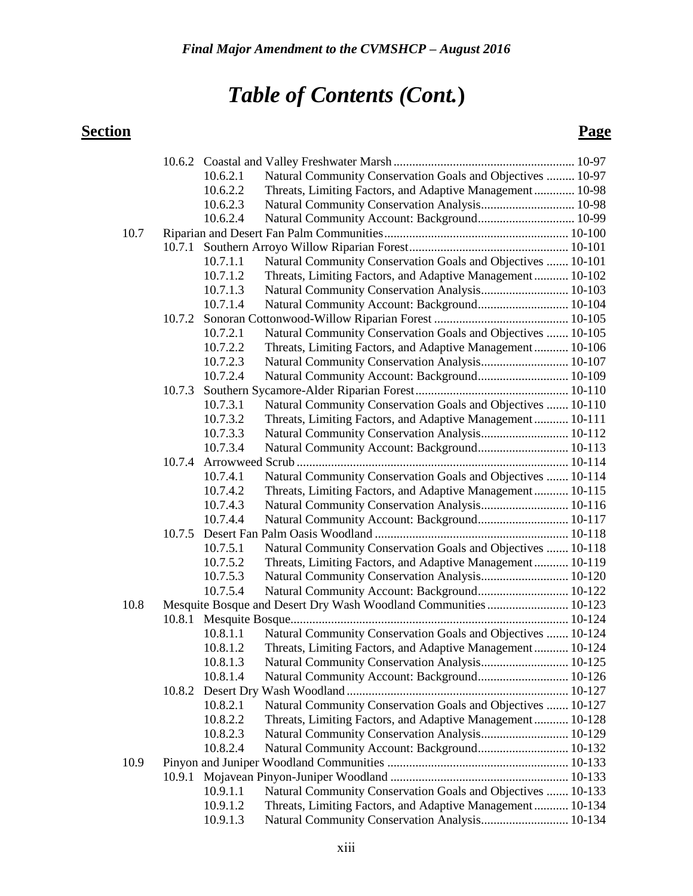# Table of Contents (Cont.)

| Section | | | | Page |
|---|---|---|---|---|
| | 10.6.2 | Coastal and Valley Freshwater Marsh | | 10-97 |
| | | 10.6.2.1 | Natural Community Conservation Goals and Objectives | 10-97 |
| | | 10.6.2.2 | Threats, Limiting Factors, and Adaptive Management | 10-98 |
| | | 10.6.2.3 | Natural Community Conservation Analysis | 10-98 |
| | | 10.6.2.4 | Natural Community Account: Background | 10-99 |
| 10.7 | Riparian and Desert Fan Palm Communities | | | 10-100 |
| | 10.7.1 | Southern Arroyo Willow Riparian Forest | | 10-101 |
| | | 10.7.1.1 | Natural Community Conservation Goals and Objectives | 10-101 |
| | | 10.7.1.2 | Threats, Limiting Factors, and Adaptive Management | 10-102 |
| | | 10.7.1.3 | Natural Community Conservation Analysis | 10-103 |
| | | 10.7.1.4 | Natural Community Account: Background | 10-104 |
| | 10.7.2 | Sonoran Cottonwood-Willow Riparian Forest | | 10-105 |
| | | 10.7.2.1 | Natural Community Conservation Goals and Objectives | 10-105 |
| | | 10.7.2.2 | Threats, Limiting Factors, and Adaptive Management | 10-106 |
| | | 10.7.2.3 | Natural Community Conservation Analysis | 10-107 |
| | | 10.7.2.4 | Natural Community Account: Background | 10-109 |
| | 10.7.3 | Southern Sycamore-Alder Riparian Forest | | 10-110 |
| | | 10.7.3.1 | Natural Community Conservation Goals and Objectives | 10-110 |
| | | 10.7.3.2 | Threats, Limiting Factors, and Adaptive Management | 10-111 |
| | | 10.7.3.3 | Natural Community Conservation Analysis | 10-112 |
| | | 10.7.3.4 | Natural Community Account: Background | 10-113 |
| | 10.7.4 | Arrowweed Scrub | | 10-114 |
| | | 10.7.4.1 | Natural Community Conservation Goals and Objectives | 10-114 |
| | | 10.7.4.2 | Threats, Limiting Factors, and Adaptive Management | 10-115 |
| | | 10.7.4.3 | Natural Community Conservation Analysis | 10-116 |
| | | 10.7.4.4 | Natural Community Account: Background | 10-117 |
| | 10.7.5 | Desert Fan Palm Oasis Woodland | | 10-118 |
| | | 10.7.5.1 | Natural Community Conservation Goals and Objectives | 10-118 |
| | | 10.7.5.2 | Threats, Limiting Factors, and Adaptive Management | 10-119 |
| | | 10.7.5.3 | Natural Community Conservation Analysis | 10-120 |
| | | 10.7.5.4 | Natural Community Account: Background | 10-122 |
| 10.8 | Mesquite Bosque and Desert Dry Wash Woodland Communities | | | 10-123 |
| | 10.8.1 | Mesquite Bosque | | 10-124 |
| | | 10.8.1.1 | Natural Community Conservation Goals and Objectives | 10-124 |
| | | 10.8.1.2 | Threats, Limiting Factors, and Adaptive Management | 10-124 |
| | | 10.8.1.3 | Natural Community Conservation Analysis | 10-125 |
| | | 10.8.1.4 | Natural Community Account: Background | 10-126 |
| | 10.8.2 | Desert Dry Wash Woodland | | 10-127 |
| | | 10.8.2.1 | Natural Community Conservation Goals and Objectives | 10-127 |
| | | 10.8.2.2 | Threats, Limiting Factors, and Adaptive Management | 10-128 |
| | | 10.8.2.3 | Natural Community Conservation Analysis | 10-129 |
| | | 10.8.2.4 | Natural Community Account: Background | 10-132 |
| 10.9 | Pinyon and Juniper Woodland Communities | | | 10-133 |
| | 10.9.1 | Mojavean Pinyon-Juniper Woodland | | 10-133 |
| | | 10.9.1.1 | Natural Community Conservation Goals and Objectives | 10-133 |
| | | 10.9.1.2 | Threats, Limiting Factors, and Adaptive Management | 10-134 |
| | | 10.9.1.3 | Natural Community Conservation Analysis | 10-134 |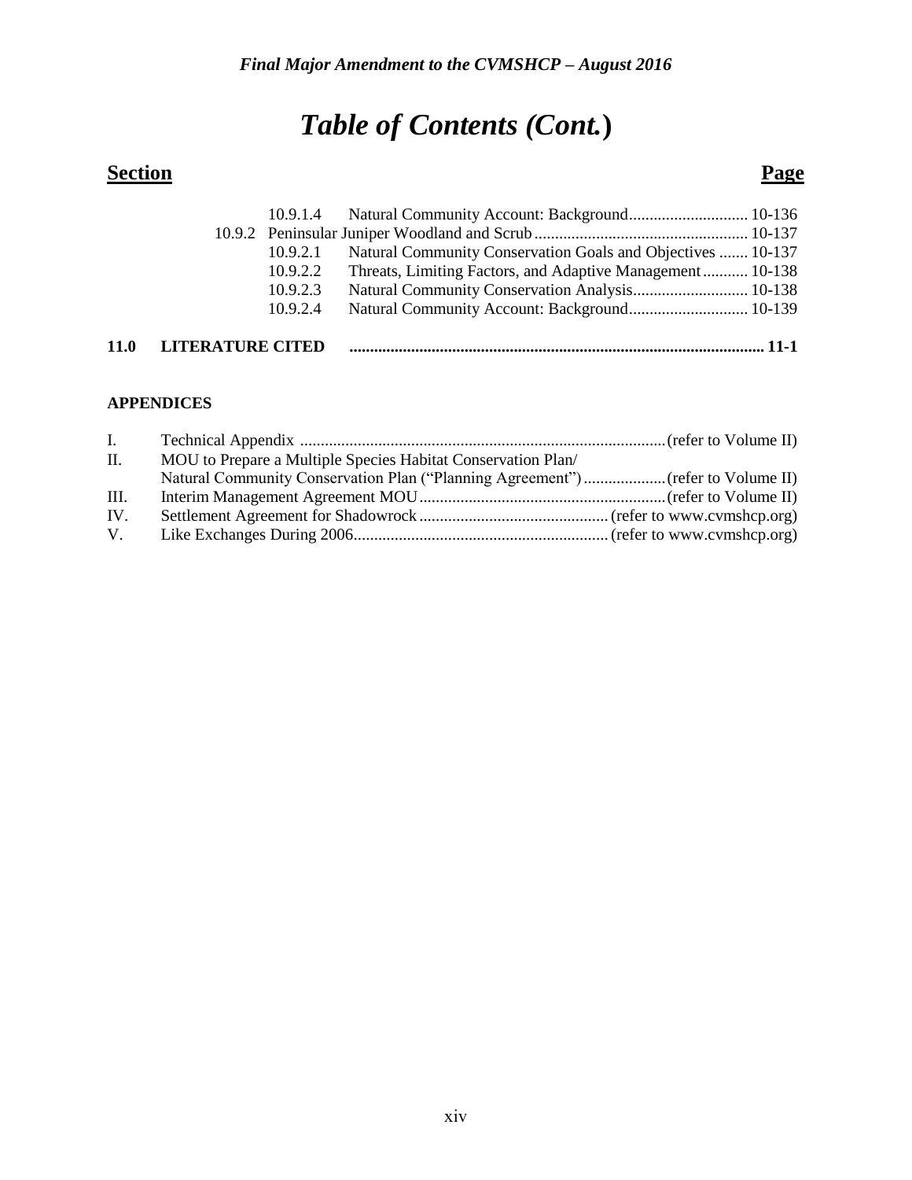# *Table of Contents (Cont.)*

**Section** **Page**

| | | |
|---|---|---|
| 10.9.1.4 | Natural Community Account: Background | 10-136 |
| 10.9.2 | Peninsular Juniper Woodland and Scrub | 10-137 |
| 10.9.2.1 | Natural Community Conservation Goals and Objectives | 10-137 |
| 10.9.2.2 | Threats, Limiting Factors, and Adaptive Management | 10-138 |
| 10.9.2.3 | Natural Community Conservation Analysis | 10-138 |
| 10.9.2.4 | Natural Community Account: Background | 10-139 |
| **11.0** | **LITERATURE CITED** | **11-1** |

**APPENDICES**

| | | |
|---|---|---|
| I. | Technical Appendix | (refer to Volume II) |
| II. | MOU to Prepare a Multiple Species Habitat Conservation Plan/ Natural Community Conservation Plan ("Planning Agreement") | (refer to Volume II) |
| III. | Interim Management Agreement MOU | (refer to Volume II) |
| IV. | Settlement Agreement for Shadowrock | (refer to www.cvmshcp.org) |
| V. | Like Exchanges During 2006 | (refer to www.cvmshcp.org) |